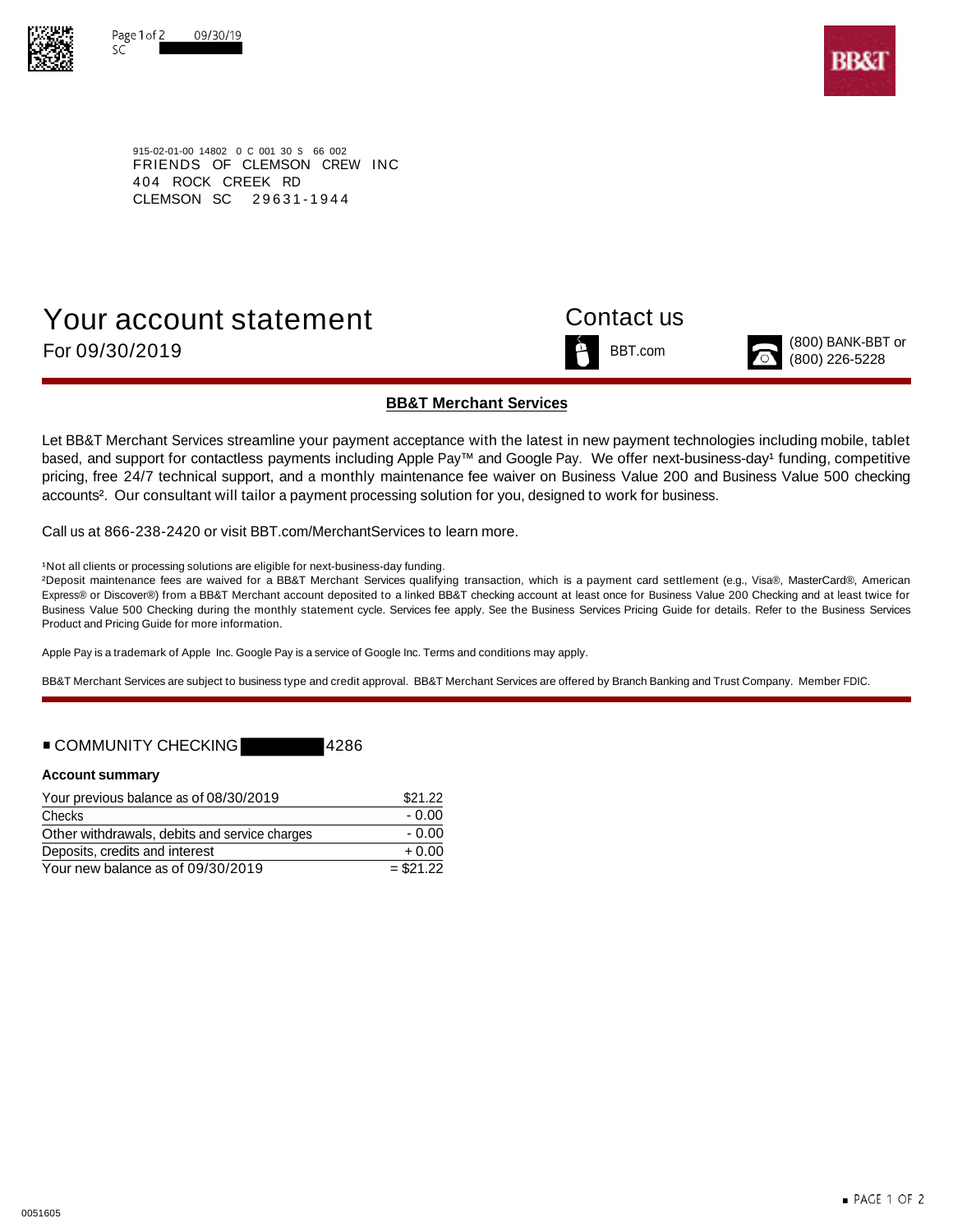915-02-01-00 14802 0 C 001 30 S 66 002
FRIENDS OF CLEMSON CREW INC
404 ROCK CREEK RD
CLEMSON SC 29631-1944

# Your account statement

For 09/30/2019

## Contact us

BBT.com

(800) BANK-BBT or (800) 226-5228

### BB&T Merchant Services

Let BB&T Merchant Services streamline your payment acceptance with the latest in new payment technologies including mobile, tablet based, and support for contactless payments including Apple Pay™ and Google Pay. We offer next-business-day[1] funding, competitive pricing, free 24/7 technical support, and a monthly maintenance fee waiver on Business Value 200 and Business Value 500 checking accounts[2]. Our consultant will tailor a payment processing solution for you, designed to work for business.

Call us at 866-238-2420 or visit BBT.com/MerchantServices to learn more.

[1]Not all clients or processing solutions are eligible for next-business-day funding.

[2]Deposit maintenance fees are waived for a BB&T Merchant Services qualifying transaction, which is a payment card settlement (e.g., Visa®, MasterCard®, American Express® or Discover®) from a BB&T Merchant account deposited to a linked BB&T checking account at least once for Business Value 200 Checking and at least twice for Business Value 500 Checking during the monthly statement cycle. Services fee apply. See the Business Services Pricing Guide for details. Refer to the Business Services Product and Pricing Guide for more information.

Apple Pay is a trademark of Apple Inc. Google Pay is a service of Google Inc. Terms and conditions may apply.

BB&T Merchant Services are subject to business type and credit approval. BB&T Merchant Services are offered by Branch Banking and Trust Company. Member FDIC.

## ■ COMMUNITY CHECKING 4286

**Account summary**

| | |
|---|---|
| Your previous balance as of 08/30/2019 | $21.22 |
| Checks | - 0.00 |
| Other withdrawals, debits and service charges | - 0.00 |
| Deposits, credits and interest | + 0.00 |
| Your new balance as of 09/30/2019 | = $21.22 |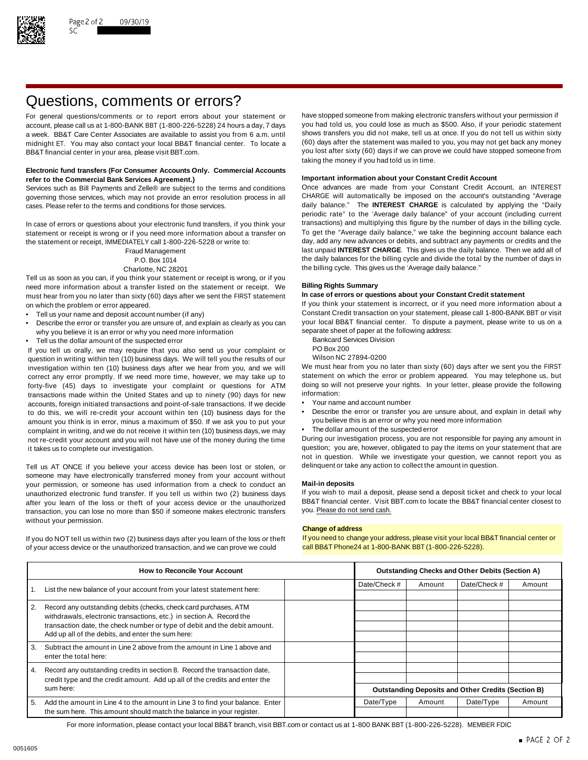# Questions, comments or errors?

For general questions/comments or to report errors about your statement or account, please call us at 1-800-BANK BBT (1-800-226-5228) 24 hours a day, 7 days a week. BB&T Care Center Associates are available to assist you from 6 a.m. until midnight ET. You may also contact your local BB&T financial center. To locate a BB&T financial center in your area, please visit BBT.com.

**Electronic fund transfers (For Consumer Accounts Only. Commercial Accounts refer to the Commercial Bank Services Agreement.)**

Services such as Bill Payments and Zelle® are subject to the terms and conditions governing those services, which may not provide an error resolution process in all cases. Please refer to the terms and conditions for those services.

In case of errors or questions about your electronic fund transfers, if you think your statement or receipt is wrong or if you need more information about a transfer on the statement or receipt, IMMEDIATELY call 1-800-226-5228 or write to:

Fraud Management
P.O. Box 1014
Charlotte, NC 28201

Tell us as soon as you can, if you think your statement or receipt is wrong, or if you need more information about a transfer listed on the statement or receipt. We must hear from you no later than sixty (60) days after we sent the FIRST statement on which the problem or error appeared.

- Tell us your name and deposit account number (if any)
- Describe the error or transfer you are unsure of, and explain as clearly as you can why you believe it is an error or why you need more information
- Tell us the dollar amount of the suspected error

If you tell us orally, we may require that you also send us your complaint or question in writing within ten (10) business days. We will tell you the results of our investigation within ten (10) business days after we hear from you, and we will correct any error promptly. If we need more time, however, we may take up to forty-five (45) days to investigate your complaint or questions for ATM transactions made within the United States and up to ninety (90) days for new accounts, foreign initiated transactions and point-of-sale transactions. If we decide to do this, we will re-credit your account within ten (10) business days for the amount you think is in error, minus a maximum of $50. If we ask you to put your complaint in writing, and we do not receive it within ten (10) business days, we may not re-credit your account and you will not have use of the money during the time it takes us to complete our investigation.

Tell us AT ONCE if you believe your access device has been lost or stolen, or someone may have electronically transferred money from your account without your permission, or someone has used information from a check to conduct an unauthorized electronic fund transfer. If you tell us within two (2) business days after you learn of the loss or theft of your access device or the unauthorized transaction, you can lose no more than $50 if someone makes electronic transfers without your permission.

If you do NOT tell us within two (2) business days after you learn of the loss or theft of your access device or the unauthorized transaction, and we can prove we could have stopped someone from making electronic transfers without your permission if you had told us, you could lose as much as $500. Also, if your periodic statement shows transfers you did not make, tell us at once. If you do not tell us within sixty (60) days after the statement was mailed to you, you may not get back any money you lost after sixty (60) days if we can prove we could have stopped someone from taking the money if you had told us in time.

**Important information about your Constant Credit Account**

Once advances are made from your Constant Credit Account, an INTEREST CHARGE will automatically be imposed on the account's outstanding "Average daily balance." The **INTEREST CHARGE** is calculated by applying the "Daily periodic rate" to the 'Average daily balance" of your account (including current transactions) and multiplying this figure by the number of days in the billing cycle. To get the "Average daily balance," we take the beginning account balance each day, add any new advances or debits, and subtract any payments or credits and the last unpaid **INTEREST CHARGE**. This gives us the daily balance. Then we add all of the daily balances for the billing cycle and divide the total by the number of days in the billing cycle. This gives us the 'Average daily balance."

**Billing Rights Summary**

**In case of errors or questions about your Constant Credit statement**

If you think your statement is incorrect, or if you need more information about a Constant Credit transaction on your statement, please call 1-800-BANK BBT or visit your local BB&T financial center. To dispute a payment, please write to us on a separate sheet of paper at the following address:

Bankcard Services Division
PO Box 200
Wilson NC 27894-0200

We must hear from you no later than sixty (60) days after we sent you the FIRST statement on which the error or problem appeared. You may telephone us, but doing so will not preserve your rights. In your letter, please provide the following information:

- Your name and account number
- Describe the error or transfer you are unsure about, and explain in detail why you believe this is an error or why you need more information
- The dollar amount of the suspected error

During our investigation process, you are not responsible for paying any amount in question; you are, however, obligated to pay the items on your statement that are not in question. While we investigate your question, we cannot report you as delinquent or take any action to collect the amount in question.

**Mail-in deposits**

If you wish to mail a deposit, please send a deposit ticket and check to your local BB&T financial center. Visit BBT.com to locate the BB&T financial center closest to you. Please do not send cash.

**Change of address**

If you need to change your address, please visit your local BB&T financial center or call BB&T Phone24 at 1-800-BANK BBT (1-800-226-5228).

| | How to Reconcile Your Account | |
|---|---|---|
| 1. | List the new balance of your account from your latest statement here: | |
| 2. | Record any outstanding debits (checks, check card purchases, ATM withdrawals, electronic transactions, etc.) in section A. Record the transaction date, the check number or type of debit and the debit amount. Add up all of the debits, and enter the sum here: | |
| 3. | Subtract the amount in Line 2 above from the amount in Line 1 above and enter the total here: | |
| 4. | Record any outstanding credits in section B. Record the transaction date, credit type and the credit amount. Add up all of the credits and enter the sum here: | |
| 5. | Add the amount in Line 4 to the amount in Line 3 to find your balance. Enter the sum here. This amount should match the balance in your register. | |

| Outstanding Checks and Other Debits (Section A) | | | |
|---|---|---|---|
| Date/Check # | Amount | Date/Check # | Amount |
| | | | |
| | | | |
| | | | |
| | | | |
| | | | |
| | | | |
| | | | |
| | | | |

| Outstanding Deposits and Other Credits (Section B) | | | |
|---|---|---|---|
| Date/Type | Amount | Date/Type | Amount |
| | | | |

For more information, please contact your local BB&T branch, visit BBT.com or contact us at 1-800 BANK BBT (1-800-226-5228). MEMBER FDIC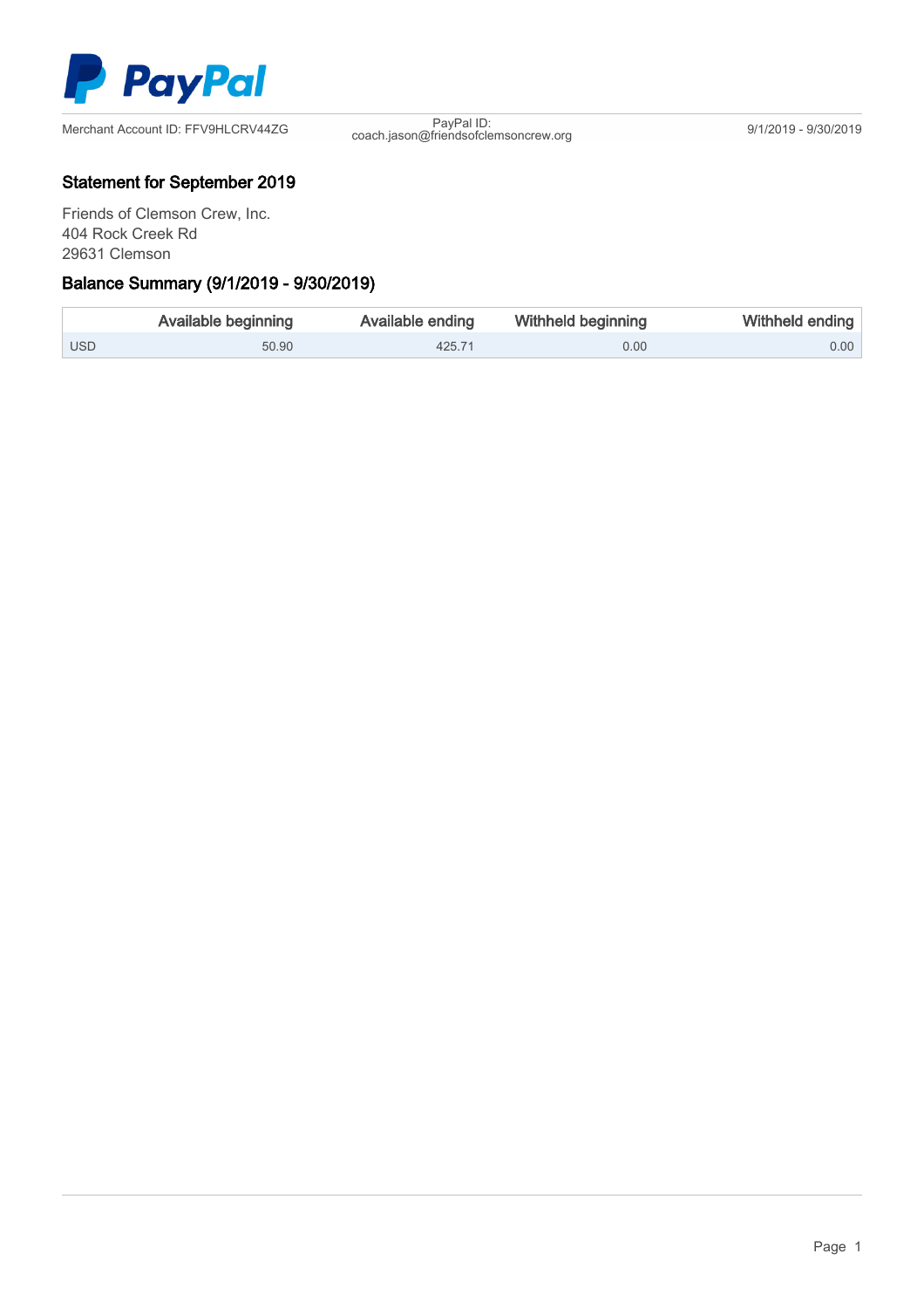PayPal

Merchant Account ID: FFV9HLCRV44ZG

PayPal ID: coach.jason@friendsofclemsoncrew.org

9/1/2019 - 9/30/2019

## Statement for September 2019

Friends of Clemson Crew, Inc.
404 Rock Creek Rd
29631 Clemson

## Balance Summary (9/1/2019 - 9/30/2019)

| | Available beginning | Available ending | Withheld beginning | Withheld ending |
|---|---|---|---|---|
| USD | 50.90 | 425.71 | 0.00 | 0.00 |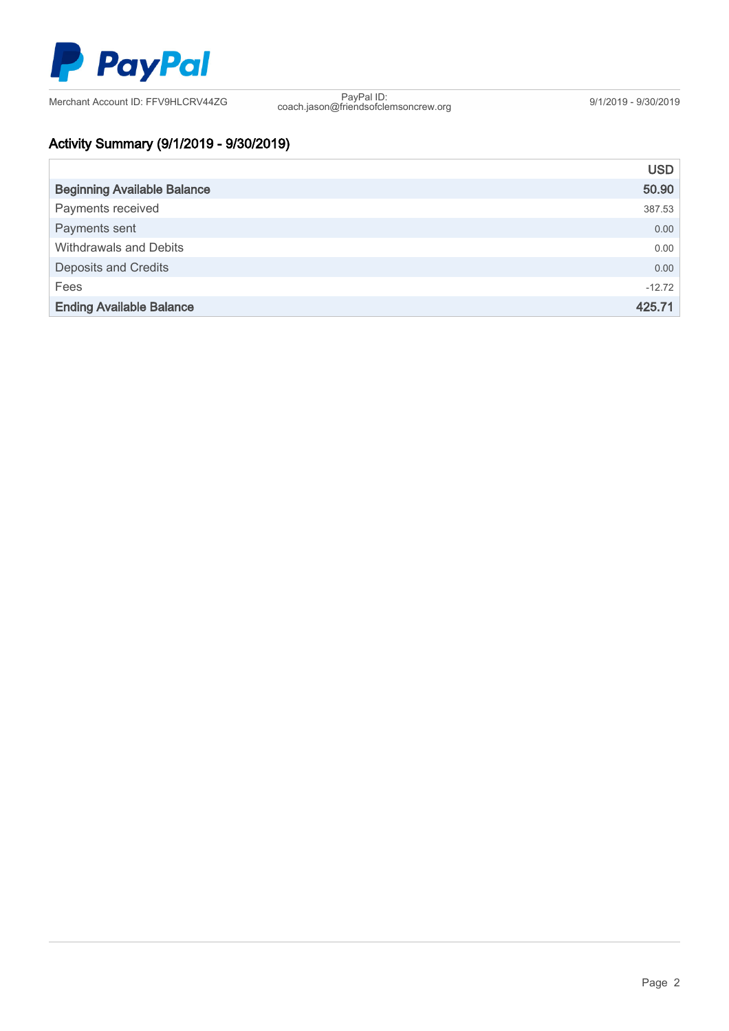PayPal

Merchant Account ID: FFV9HLCRV44ZG | PayPal ID: coach.jason@friendsofclemsoncrew.org | 9/1/2019 - 9/30/2019

## Activity Summary (9/1/2019 - 9/30/2019)

| | USD |
|---|---|
| **Beginning Available Balance** | **50.90** |
| Payments received | 387.53 |
| Payments sent | 0.00 |
| Withdrawals and Debits | 0.00 |
| Deposits and Credits | 0.00 |
| Fees | -12.72 |
| **Ending Available Balance** | **425.71** |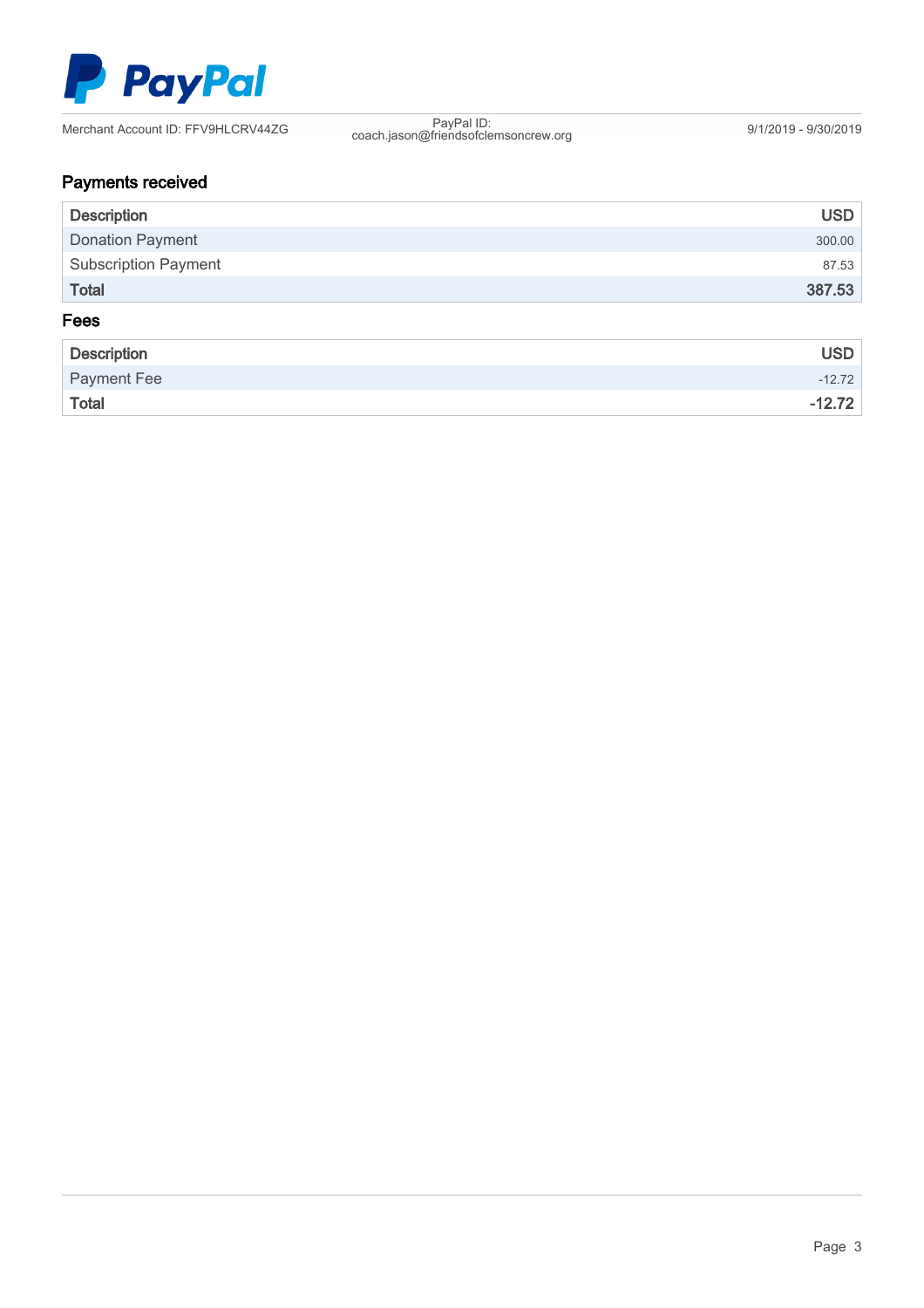PayPal

Merchant Account ID: FFV9HLCRV44ZG

PayPal ID: coach.jason@friendsofclemsoncrew.org

9/1/2019 - 9/30/2019

## Payments received

| Description | USD |
| --- | --- |
| Donation Payment | 300.00 |
| Subscription Payment | 87.53 |
| **Total** | **387.53** |

## Fees

| Description | USD |
| --- | --- |
| Payment Fee | -12.72 |
| **Total** | **-12.72** |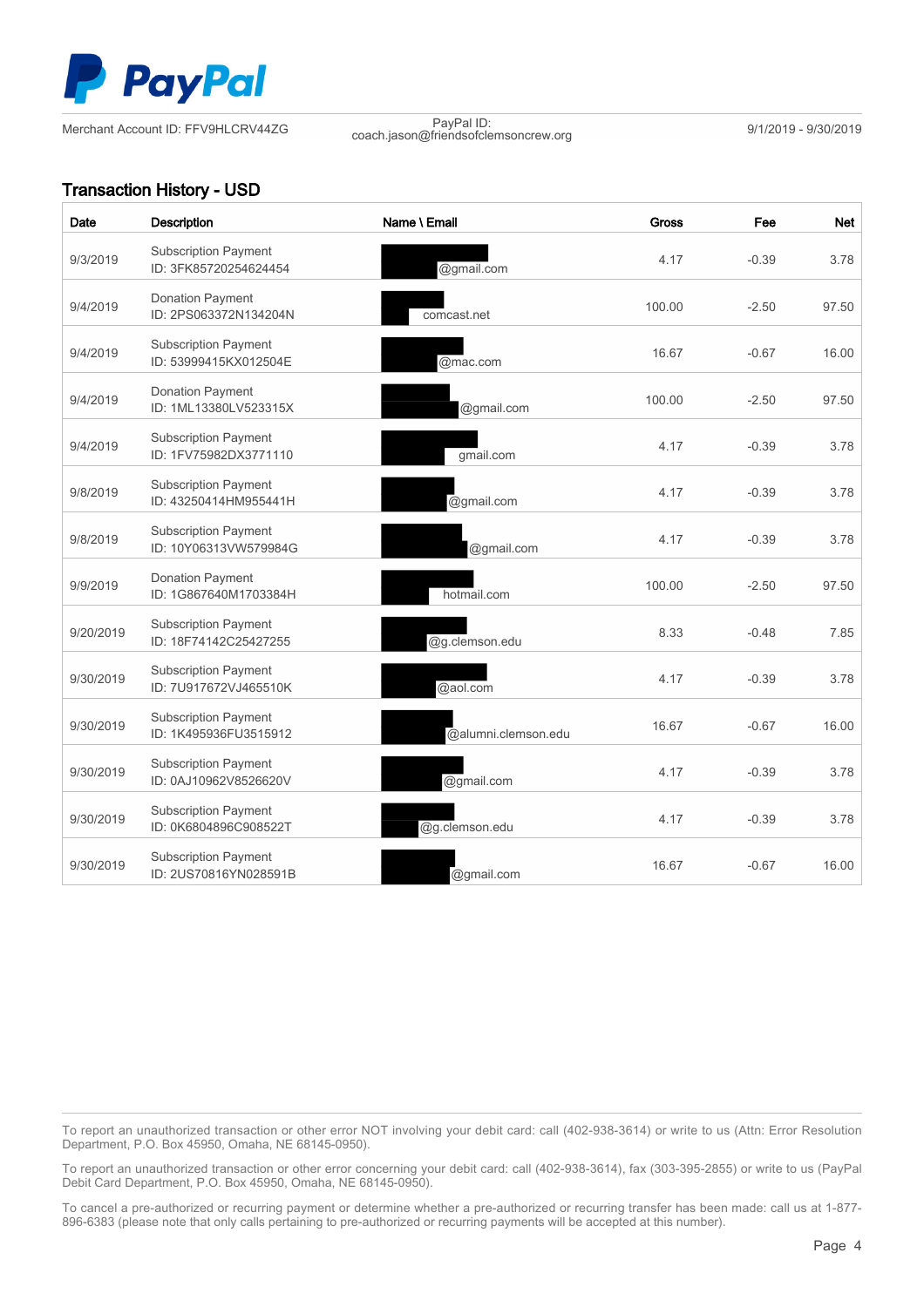PayPal

Merchant Account ID: FFV9HLCRV44ZG

PayPal ID: coach.jason@friendsofclemsoncrew.org

9/1/2019 - 9/30/2019

## Transaction History - USD

| Date | Description | Name \ Email | Gross | Fee | Net |
|---|---|---|---|---|---|
| 9/3/2019 | Subscription Payment ID: 3FK85720254624454 | @gmail.com | 4.17 | -0.39 | 3.78 |
| 9/4/2019 | Donation Payment ID: 2PS063372N134204N | comcast.net | 100.00 | -2.50 | 97.50 |
| 9/4/2019 | Subscription Payment ID: 53999415KX012504E | @mac.com | 16.67 | -0.67 | 16.00 |
| 9/4/2019 | Donation Payment ID: 1ML13380LV523315X | @gmail.com | 100.00 | -2.50 | 97.50 |
| 9/4/2019 | Subscription Payment ID: 1FV75982DX3771110 | gmail.com | 4.17 | -0.39 | 3.78 |
| 9/8/2019 | Subscription Payment ID: 43250414HM955441H | @gmail.com | 4.17 | -0.39 | 3.78 |
| 9/8/2019 | Subscription Payment ID: 10Y06313VW579984G | @gmail.com | 4.17 | -0.39 | 3.78 |
| 9/9/2019 | Donation Payment ID: 1G867640M1703384H | hotmail.com | 100.00 | -2.50 | 97.50 |
| 9/20/2019 | Subscription Payment ID: 18F74142C25427255 | @g.clemson.edu | 8.33 | -0.48 | 7.85 |
| 9/30/2019 | Subscription Payment ID: 7U917672VJ465510K | @aol.com | 4.17 | -0.39 | 3.78 |
| 9/30/2019 | Subscription Payment ID: 1K495936FU3515912 | @alumni.clemson.edu | 16.67 | -0.67 | 16.00 |
| 9/30/2019 | Subscription Payment ID: 0AJ10962V8526620V | @gmail.com | 4.17 | -0.39 | 3.78 |
| 9/30/2019 | Subscription Payment ID: 0K6804896C908522T | @g.clemson.edu | 4.17 | -0.39 | 3.78 |
| 9/30/2019 | Subscription Payment ID: 2US70816YN028591B | @gmail.com | 16.67 | -0.67 | 16.00 |

To report an unauthorized transaction or other error NOT involving your debit card: call (402-938-3614) or write to us (Attn: Error Resolution Department, P.O. Box 45950, Omaha, NE 68145-0950).

To report an unauthorized transaction or other error concerning your debit card: call (402-938-3614), fax (303-395-2855) or write to us (PayPal Debit Card Department, P.O. Box 45950, Omaha, NE 68145-0950).

To cancel a pre-authorized or recurring payment or determine whether a pre-authorized or recurring transfer has been made: call us at 1-877-896-6383 (please note that only calls pertaining to pre-authorized or recurring payments will be accepted at this number).